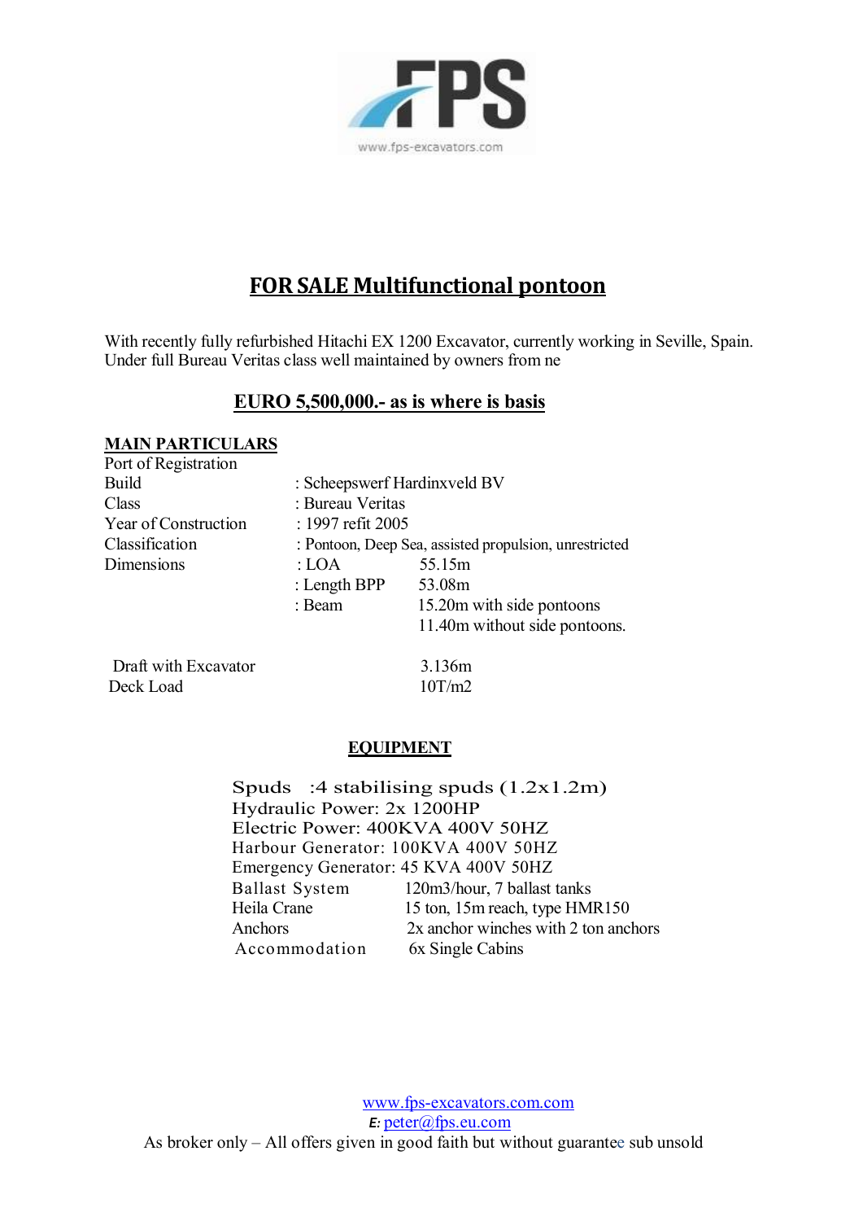FPS

www.fps-excavators.com

# FOR SALE Multifunctional pontoon

With recently fully refurbished Hitachi EX 1200 Excavator, currently working in Seville, Spain. Under full Bureau Veritas class well maintained by owners from ne

## EURO 5,500,000.- as is where is basis

**MAIN PARTICULARS**

| | | |
|---|---|---|
| Port of Registration | | |
| Build | : Scheepswerf Hardinxveld BV | |
| Class | : Bureau Veritas | |
| Year of Construction | : 1997 refit 2005 | |
| Classification | : Pontoon, Deep Sea, assisted propulsion, unrestricted | |
| Dimensions | : LOA | 55.15m |
| | : Length BPP | 53.08m |
| | : Beam | 15.20m with side pontoons |
| | | 11.40m without side pontoons. |
| Draft with Excavator | | 3.136m |
| Deck Load | | 10T/m2 |

**EQUIPMENT**

Spuds :4 stabilising spuds (1.2x1.2m)
Hydraulic Power: 2x 1200HP
Electric Power: 400KVA 400V 50HZ
Harbour Generator: 100KVA 400V 50HZ
Emergency Generator: 45 KVA 400V 50HZ

| | |
|---|---|
| Ballast System | 120m3/hour, 7 ballast tanks |
| Heila Crane | 15 ton, 15m reach, type HMR150 |
| Anchors | 2x anchor winches with 2 ton anchors |
| Accommodation | 6x Single Cabins |

www.fps-excavators.com.com
*E:* peter@fps.eu.com
As broker only – All offers given in good faith but without guarantee sub unsold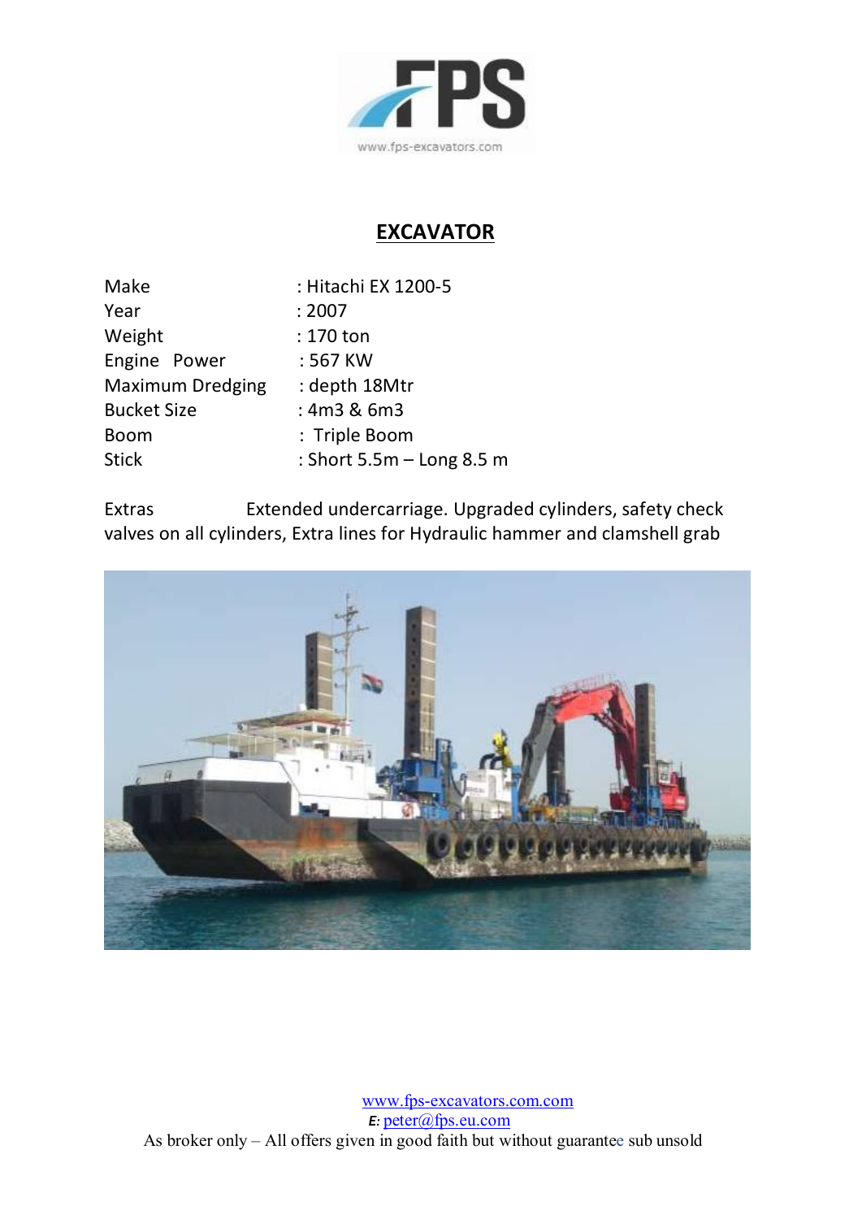# EXCAVATOR

| | |
|---|---|
| Make | : Hitachi EX 1200-5 |
| Year | : 2007 |
| Weight | : 170 ton |
| Engine Power | : 567 KW |
| Maximum Dredging | : depth 18Mtr |
| Bucket Size | : 4m3 & 6m3 |
| Boom | : Triple Boom |
| Stick | : Short 5.5m – Long 8.5 m |

Extras Extended undercarriage. Upgraded cylinders, safety check valves on all cylinders, Extra lines for Hydraulic hammer and clamshell grab

www.fps-excavators.com.com

*E:* peter@fps.eu.com

As broker only – All offers given in good faith but without guarantee sub unsold